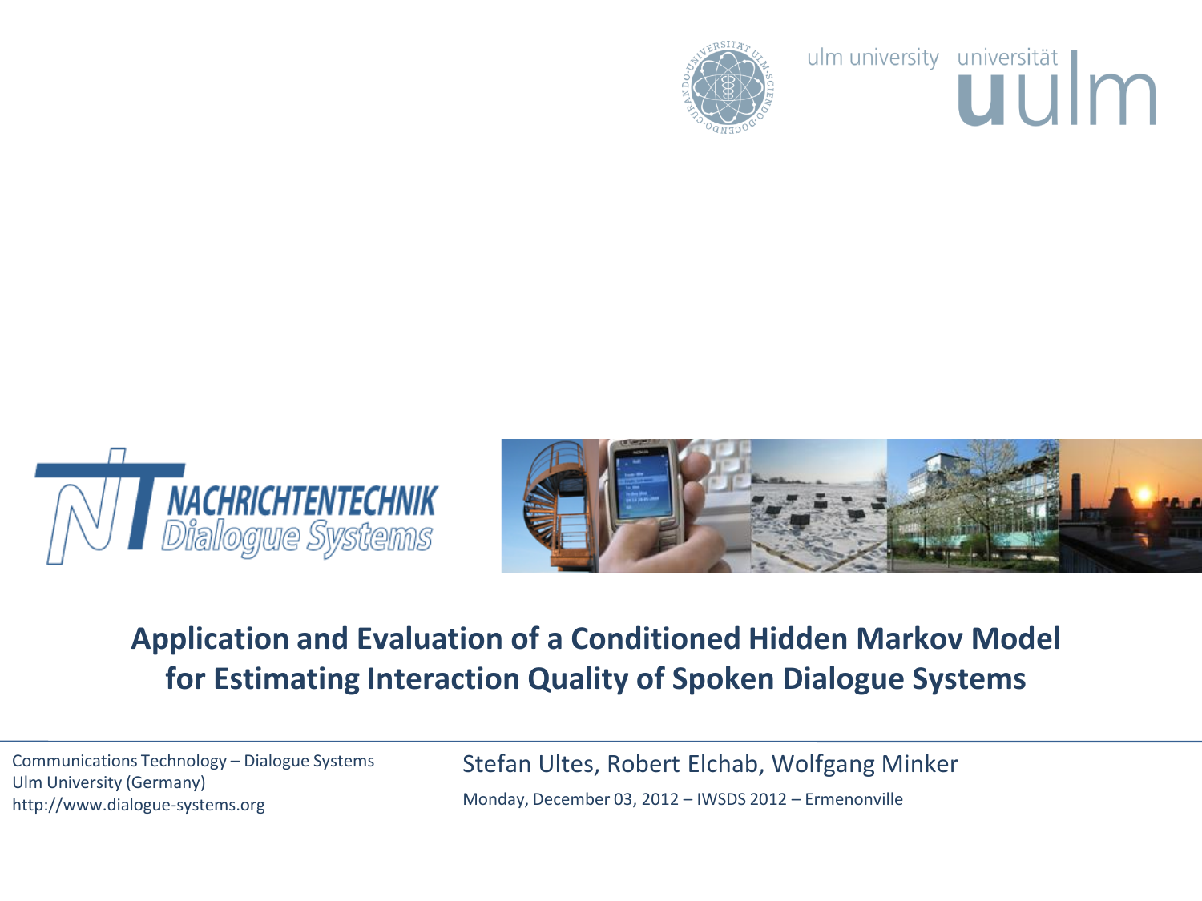ulm university universität **uulm**

NACHRICHTENTECHNIK
*Dialogue Systems*

# Application and Evaluation of a Conditioned Hidden Markov Model for Estimating Interaction Quality of Spoken Dialogue Systems

Communications Technology – Dialogue Systems
Ulm University (Germany)
http://www.dialogue-systems.org

Stefan Ultes, Robert Elchab, Wolfgang Minker

Monday, December 03, 2012 – IWSDS 2012 – Ermenonville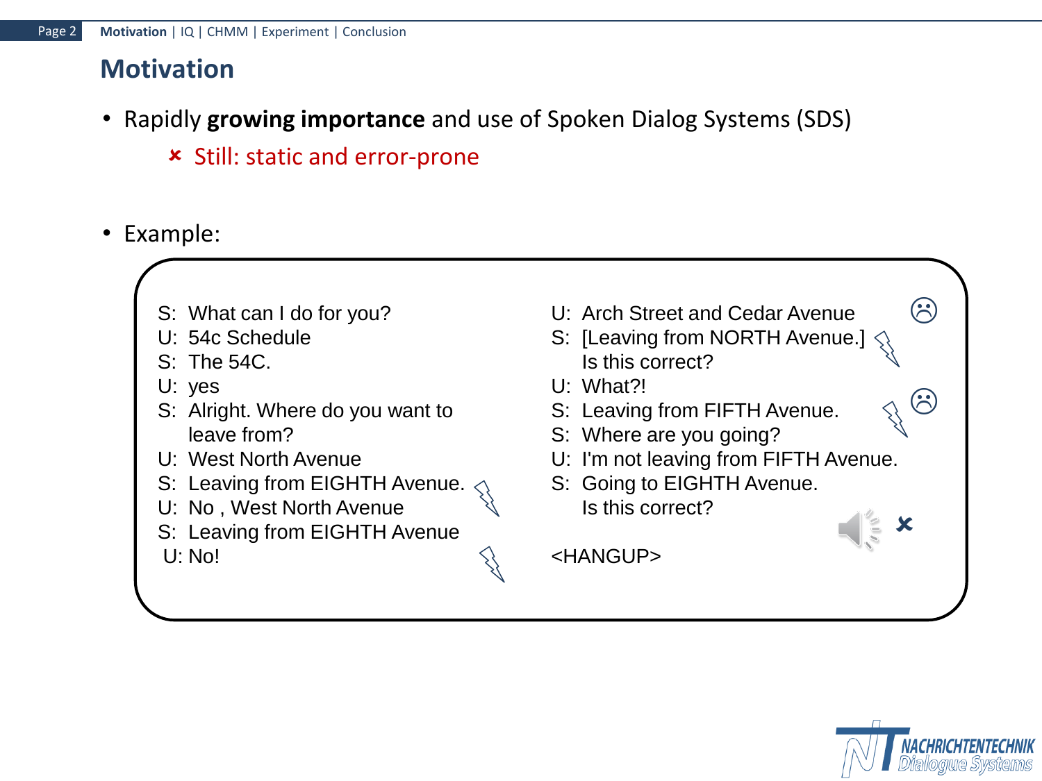# Motivation

- Rapidly **growing importance** and use of Spoken Dialog Systems (SDS)
  - ✘ Still: static and error-prone

- Example:

S: What can I do for you?
U: 54c Schedule
S: The 54C.
U: yes
S: Alright. Where do you want to leave from?
U: West North Avenue
S: Leaving from EIGHTH Avenue.
U: No , West North Avenue
S: Leaving from EIGHTH Avenue
U: No!
U: Arch Street and Cedar Avenue
S: [Leaving from NORTH Avenue.] Is this correct?
U: What?!
S: Leaving from FIFTH Avenue.
S: Where are you going?
U: I'm not leaving from FIFTH Avenue.
S: Going to EIGHTH Avenue. Is this correct?

<HANGUP>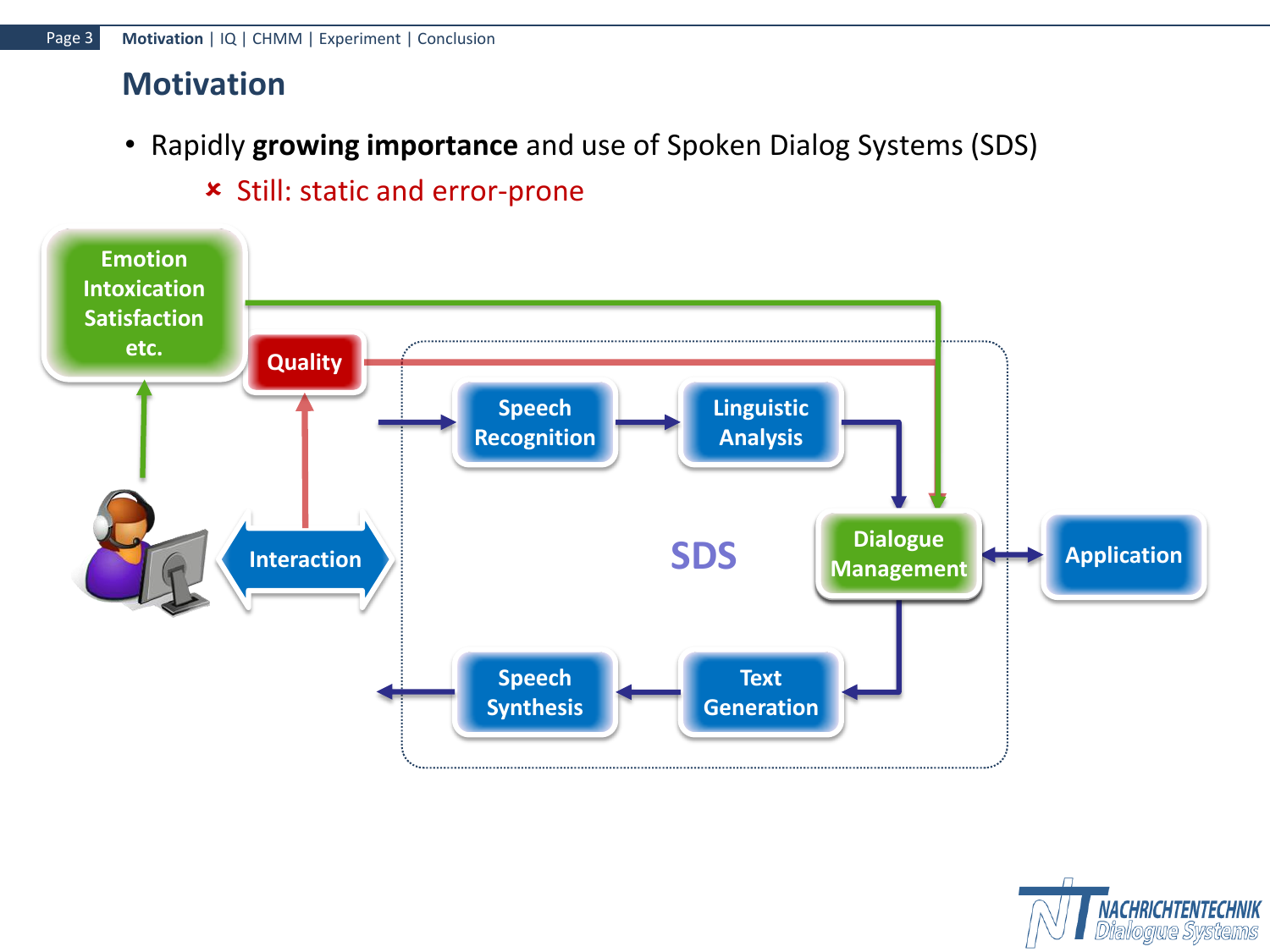## Motivation

- Rapidly **growing importance** and use of Spoken Dialog Systems (SDS)
  - ✘ Still: static and error-prone

Emotion
Intoxication
Satisfaction
etc.

Quality

Interaction

SDS

Speech Recognition

Linguistic Analysis

Dialogue Management

Application

Text Generation

Speech Synthesis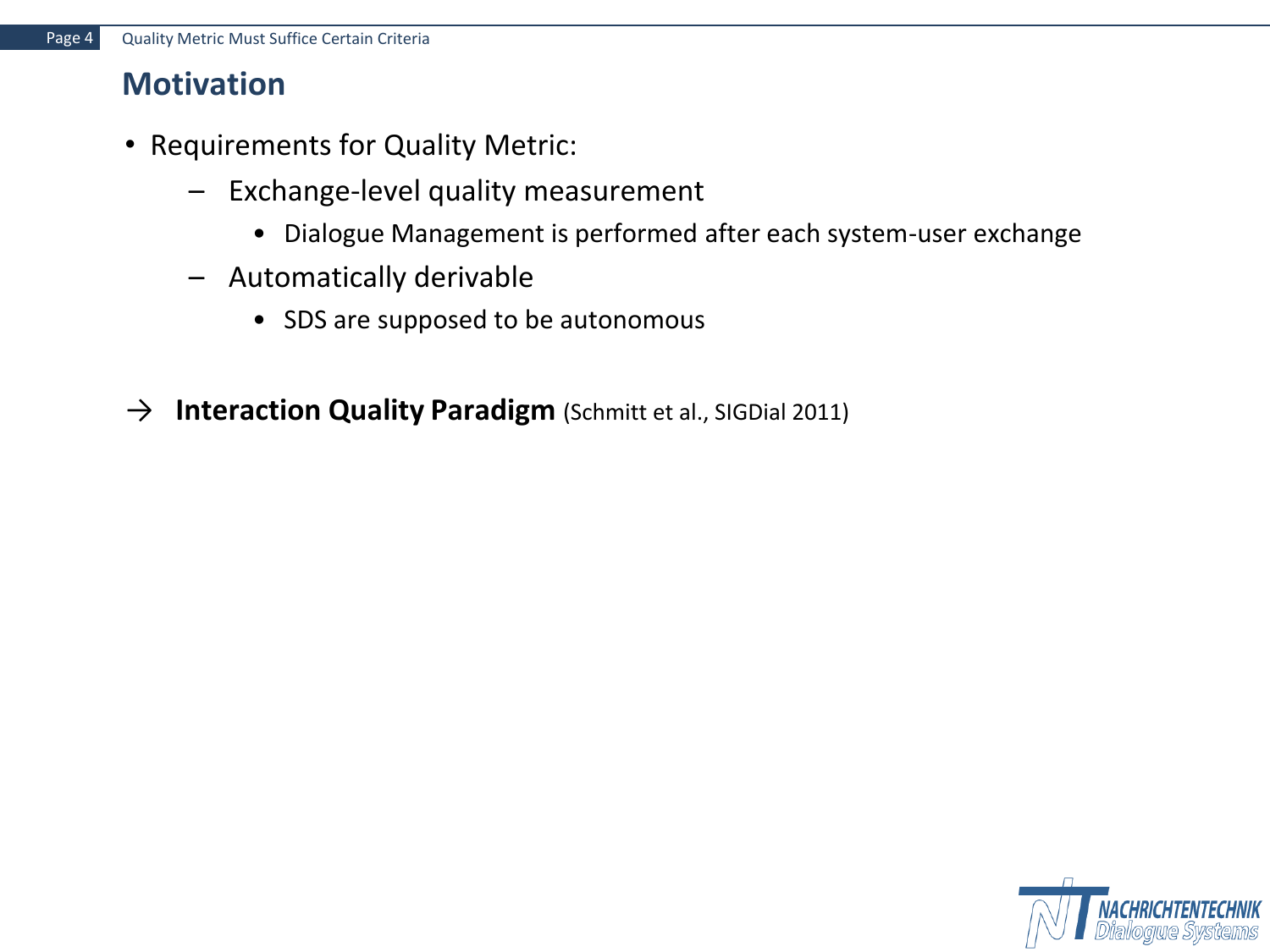# Motivation

- Requirements for Quality Metric:
  - Exchange-level quality measurement
    - Dialogue Management is performed after each system-user exchange
  - Automatically derivable
    - SDS are supposed to be autonomous

→ **Interaction Quality Paradigm** (Schmitt et al., SIGDial 2011)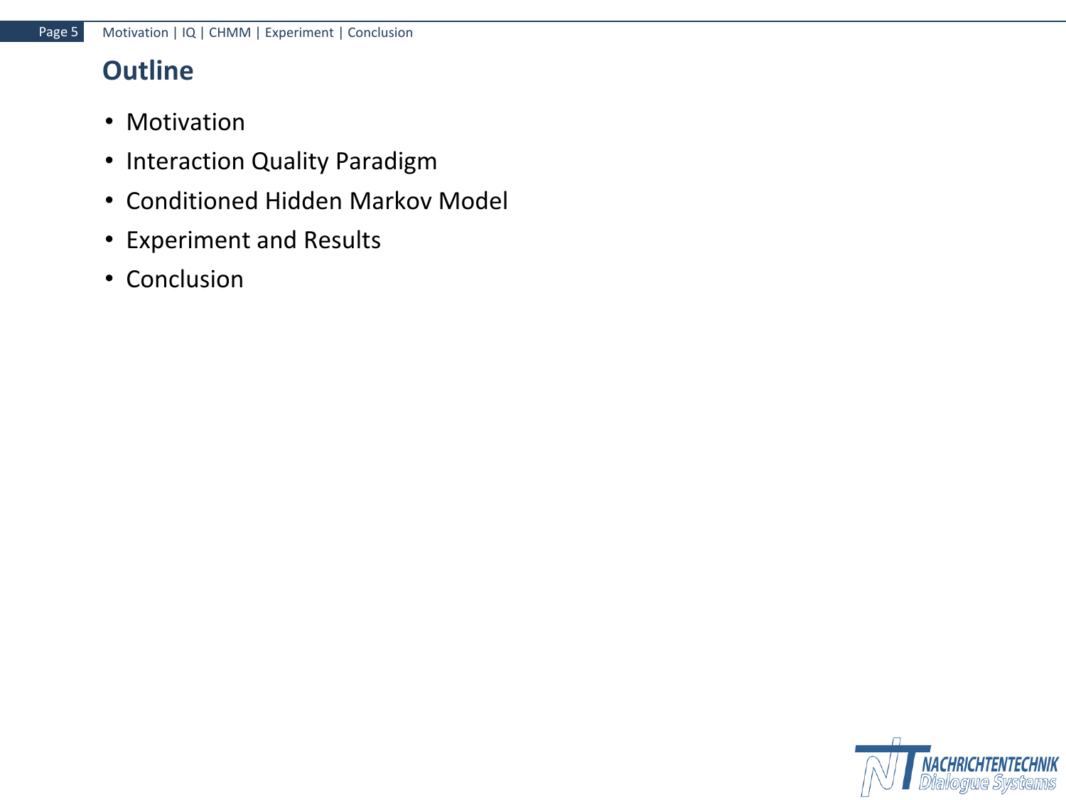# Outline

- Motivation
- Interaction Quality Paradigm
- Conditioned Hidden Markov Model
- Experiment and Results
- Conclusion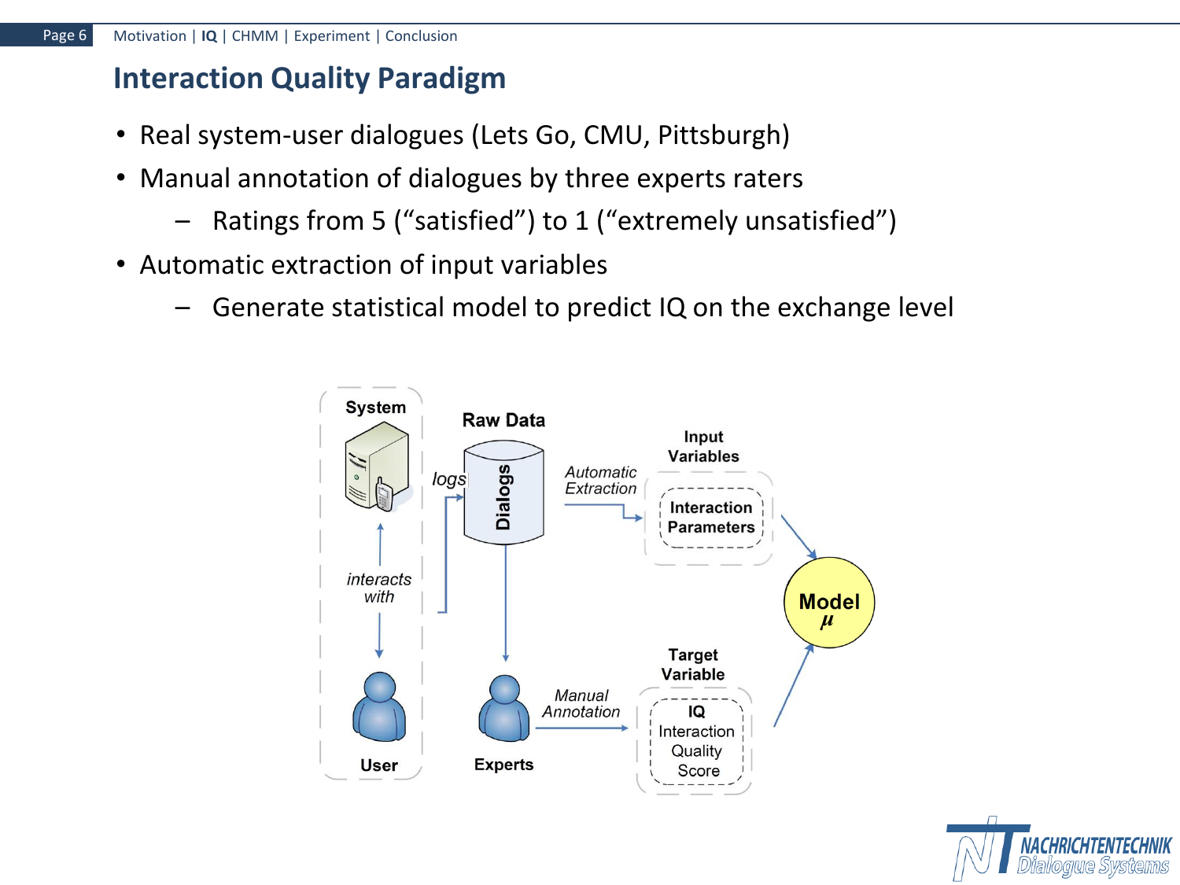## Interaction Quality Paradigm

- Real system-user dialogues (Lets Go, CMU, Pittsburgh)
- Manual annotation of dialogues by three experts raters
  - Ratings from 5 (“satisfied”) to 1 (“extremely unsatisfied”)
- Automatic extraction of input variables
  - Generate statistical model to predict IQ on the exchange level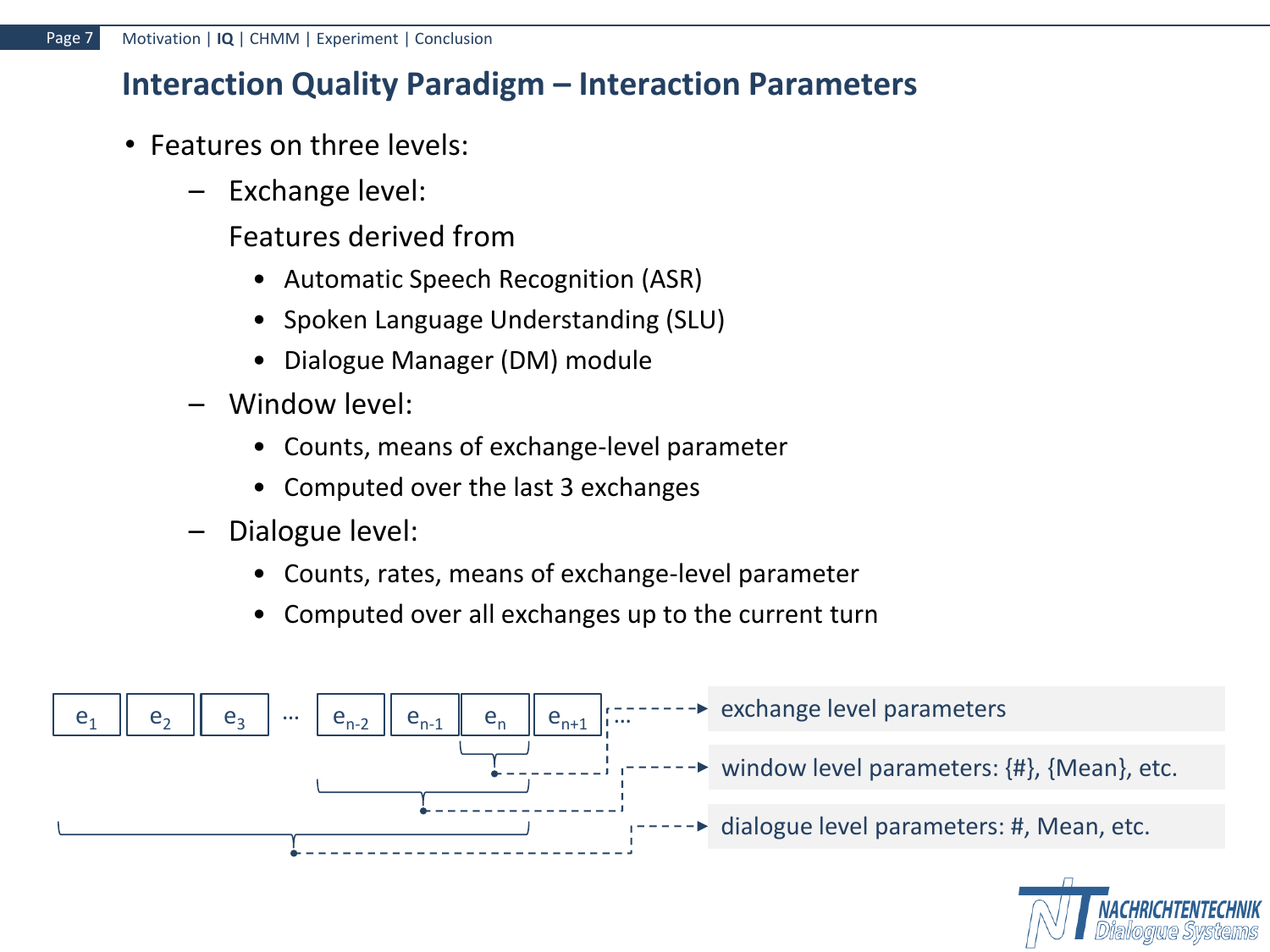## Interaction Quality Paradigm – Interaction Parameters

- Features on three levels:
  - Exchange level:

    Features derived from
    - Automatic Speech Recognition (ASR)
    - Spoken Language Understanding (SLU)
    - Dialogue Manager (DM) module
  - Window level:
    - Counts, means of exchange-level parameter
    - Computed over the last 3 exchanges
  - Dialogue level:
    - Counts, rates, means of exchange-level parameter
    - Computed over all exchanges up to the current turn

$e_1$ $e_2$ $e_3$ … $e_{n-2}$ $e_{n-1}$ $e_n$ $e_{n+1}$ …

- exchange level parameters
- window level parameters: {#}, {Mean}, etc.
- dialogue level parameters: #, Mean, etc.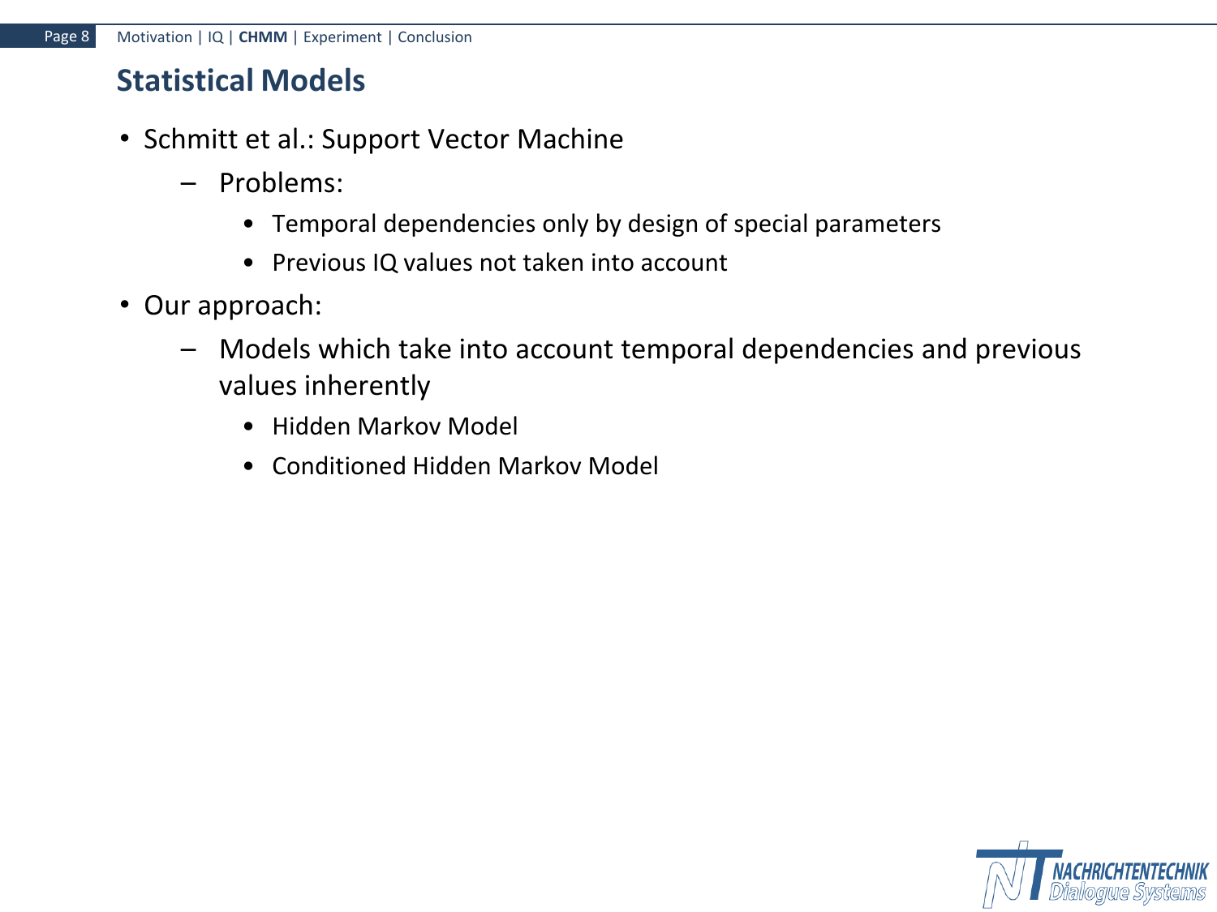## Statistical Models

- Schmitt et al.: Support Vector Machine
  - Problems:
    - Temporal dependencies only by design of special parameters
    - Previous IQ values not taken into account
- Our approach:
  - Models which take into account temporal dependencies and previous values inherently
    - Hidden Markov Model
    - Conditioned Hidden Markov Model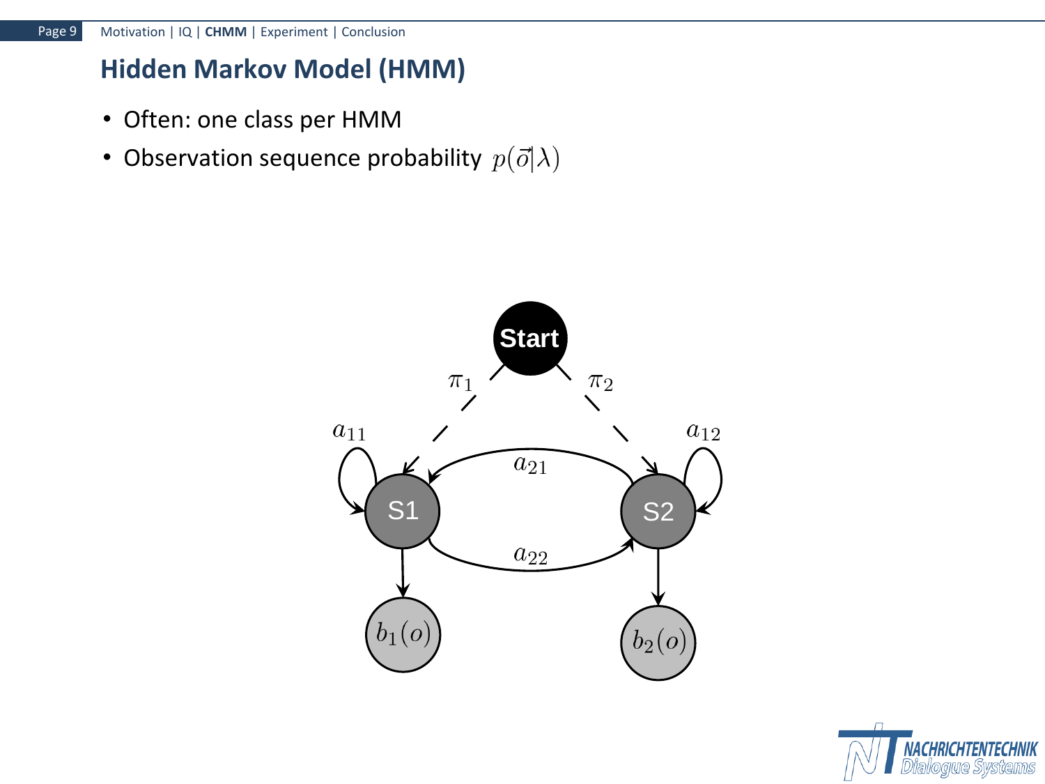## Hidden Markov Model (HMM)

- Often: one class per HMM
- Observation sequence probability $p(\vec{o}|\lambda)$

Start

$\pi_1$ $\pi_2$

$a_{11}$ $a_{12}$

$a_{21}$

S1 S2

$a_{22}$

$b_1(o)$ $b_2(o)$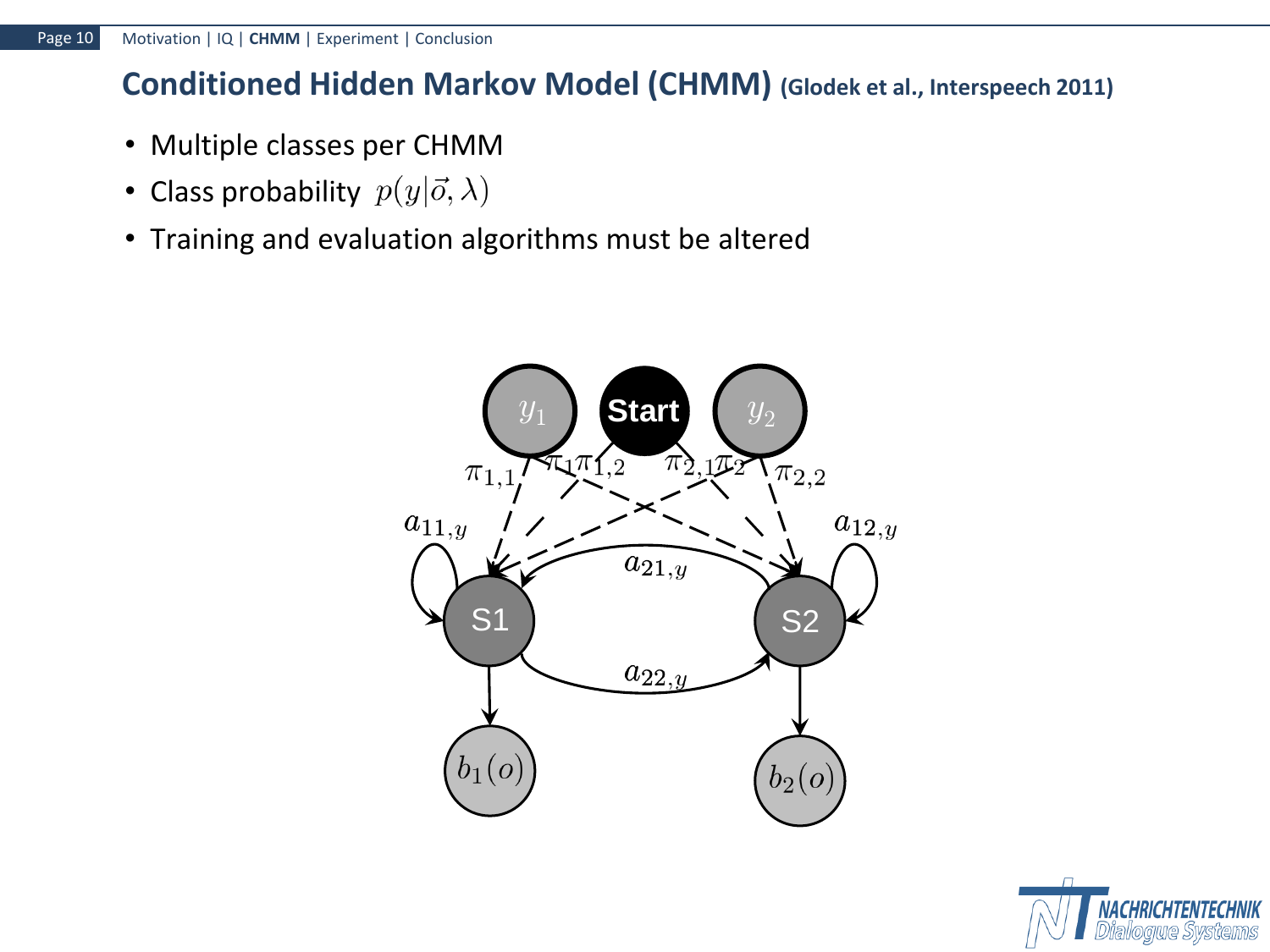# Conditioned Hidden Markov Model (CHMM) (Glodek et al., Interspeech 2011)

- Multiple classes per CHMM
- Class probability $p(y|\vec{o}, \lambda)$
- Training and evaluation algorithms must be altered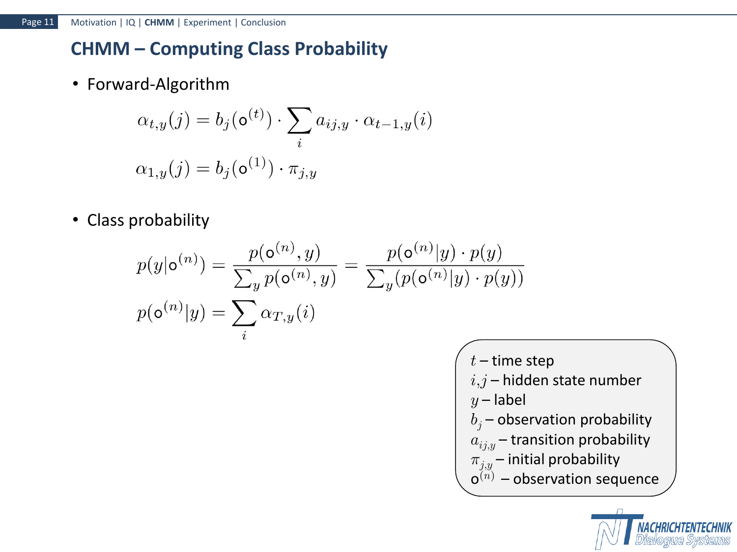## CHMM – Computing Class Probability

- Forward-Algorithm

$$\alpha_{t,y}(j) = b_j(\mathsf{o}^{(t)}) \cdot \sum_i a_{ij,y} \cdot \alpha_{t-1,y}(i)$$

$$\alpha_{1,y}(j) = b_j(\mathsf{o}^{(1)}) \cdot \pi_{j,y}$$

- Class probability

$$p(y|\mathsf{o}^{(n)}) = \frac{p(\mathsf{o}^{(n)}, y)}{\sum_y p(\mathsf{o}^{(n)}, y)} = \frac{p(\mathsf{o}^{(n)}|y) \cdot p(y)}{\sum_y (p(\mathsf{o}^{(n)}|y) \cdot p(y))}$$

$$p(\mathsf{o}^{(n)}|y) = \sum_i \alpha_{T,y}(i)$$

$t$ – time step
$i$,$j$ – hidden state number
$y$ – label
$b_j$ – observation probability
$a_{ij,y}$ – transition probability
$\pi_{j,y}$ – initial probability
$\mathsf{o}^{(n)}$ – observation sequence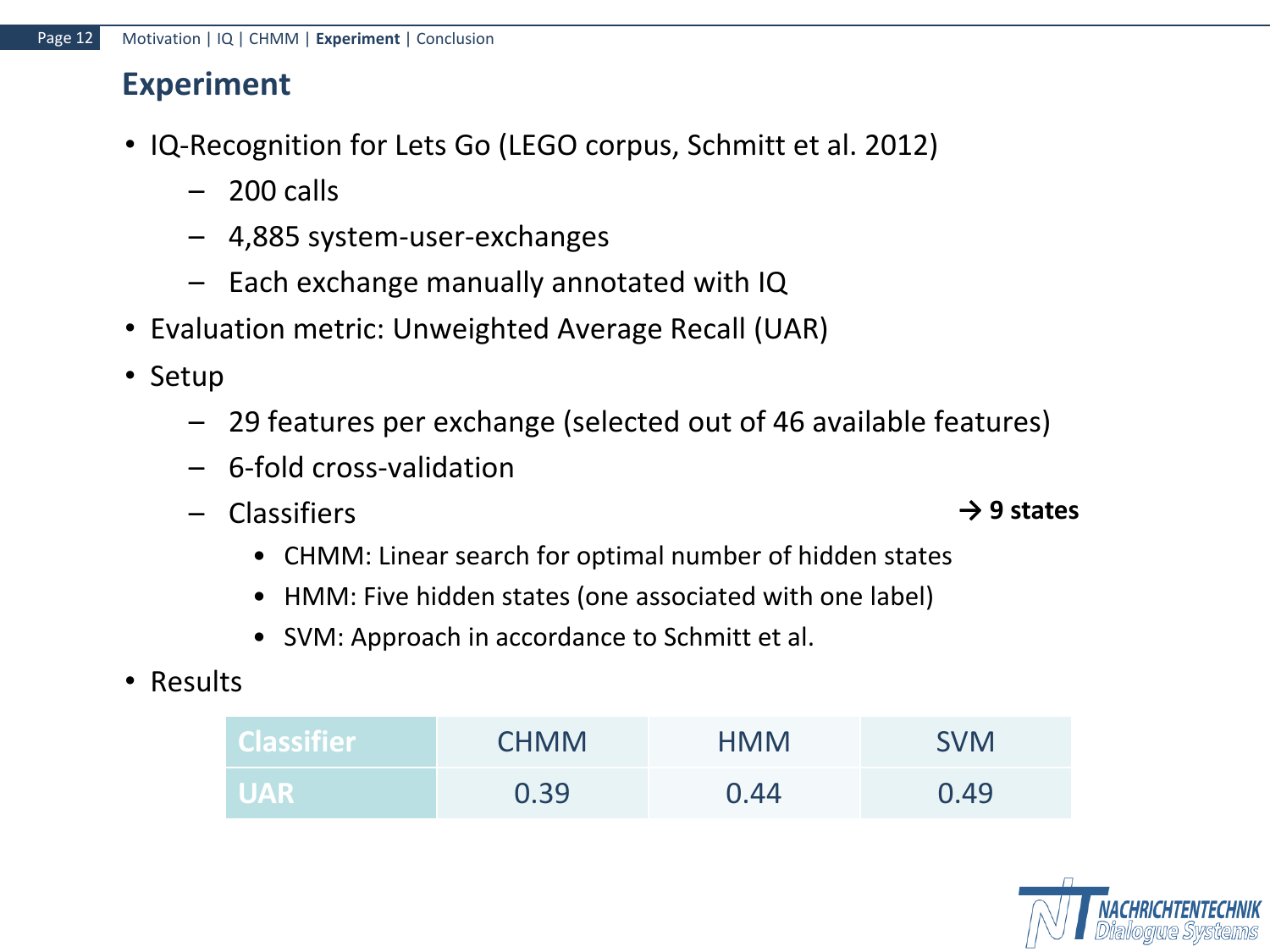## Experiment

- IQ-Recognition for Lets Go (LEGO corpus, Schmitt et al. 2012)
  - 200 calls
  - 4,885 system-user-exchanges
  - Each exchange manually annotated with IQ
- Evaluation metric: Unweighted Average Recall (UAR)
- Setup
  - 29 features per exchange (selected out of 46 available features)
  - 6-fold cross-validation
  - Classifiers **→ 9 states**
    - CHMM: Linear search for optimal number of hidden states
    - HMM: Five hidden states (one associated with one label)
    - SVM: Approach in accordance to Schmitt et al.
- Results

| Classifier | CHMM | HMM | SVM |
|---|---|---|---|
| UAR | 0.39 | 0.44 | 0.49 |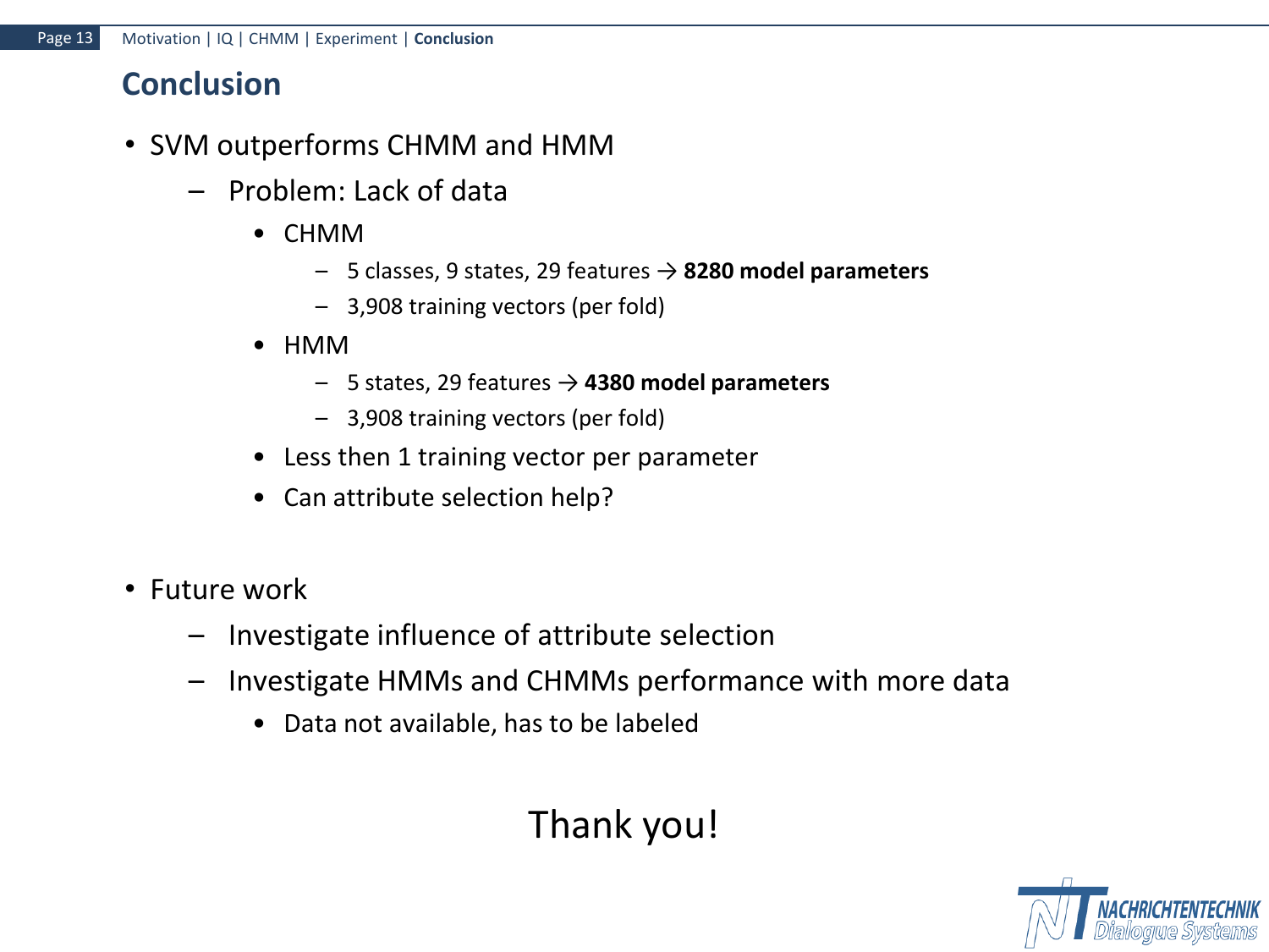## Conclusion

- SVM outperforms CHMM and HMM
  - Problem: Lack of data
    - CHMM
      - 5 classes, 9 states, 29 features → **8280 model parameters**
      - 3,908 training vectors (per fold)
    - HMM
      - 5 states, 29 features → **4380 model parameters**
      - 3,908 training vectors (per fold)
    - Less then 1 training vector per parameter
    - Can attribute selection help?

- Future work
  - Investigate influence of attribute selection
  - Investigate HMMs and CHMMs performance with more data
    - Data not available, has to be labeled

Thank you!

NACHRICHTENTECHNIK
Dialogue Systems